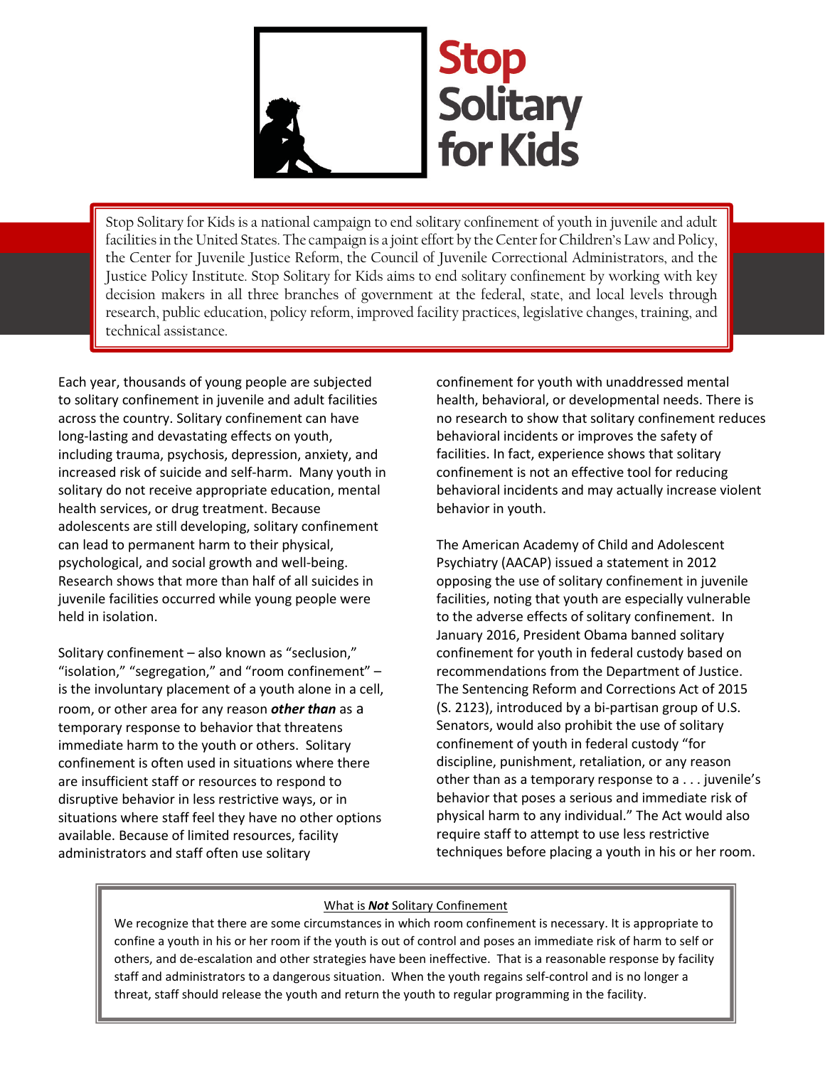# Stop Solitary for Kids

Stop Solitary for Kids is a national campaign to end solitary confinement of youth in juvenile and adult facilities in the United States. The campaign is a joint effort by the Center for Children's Law and Policy, the Center for Juvenile Justice Reform, the Council of Juvenile Correctional Administrators, and the Justice Policy Institute. Stop Solitary for Kids aims to end solitary confinement by working with key decision makers in all three branches of government at the federal, state, and local levels through research, public education, policy reform, improved facility practices, legislative changes, training, and technical assistance.

Each year, thousands of young people are subjected to solitary confinement in juvenile and adult facilities across the country. Solitary confinement can have long-lasting and devastating effects on youth, including trauma, psychosis, depression, anxiety, and increased risk of suicide and self-harm. Many youth in solitary do not receive appropriate education, mental health services, or drug treatment. Because adolescents are still developing, solitary confinement can lead to permanent harm to their physical, psychological, and social growth and well-being. Research shows that more than half of all suicides in juvenile facilities occurred while young people were held in isolation.

Solitary confinement – also known as "seclusion," "isolation," "segregation," and "room confinement" – is the involuntary placement of a youth alone in a cell, room, or other area for any reason ***other than*** as a temporary response to behavior that threatens immediate harm to the youth or others. Solitary confinement is often used in situations where there are insufficient staff or resources to respond to disruptive behavior in less restrictive ways, or in situations where staff feel they have no other options available. Because of limited resources, facility administrators and staff often use solitary confinement for youth with unaddressed mental health, behavioral, or developmental needs. There is no research to show that solitary confinement reduces behavioral incidents or improves the safety of facilities. In fact, experience shows that solitary confinement is not an effective tool for reducing behavioral incidents and may actually increase violent behavior in youth.

The American Academy of Child and Adolescent Psychiatry (AACAP) issued a statement in 2012 opposing the use of solitary confinement in juvenile facilities, noting that youth are especially vulnerable to the adverse effects of solitary confinement. In January 2016, President Obama banned solitary confinement for youth in federal custody based on recommendations from the Department of Justice. The Sentencing Reform and Corrections Act of 2015 (S. 2123), introduced by a bi-partisan group of U.S. Senators, would also prohibit the use of solitary confinement of youth in federal custody "for discipline, punishment, retaliation, or any reason other than as a temporary response to a . . . juvenile's behavior that poses a serious and immediate risk of physical harm to any individual." The Act would also require staff to attempt to use less restrictive techniques before placing a youth in his or her room.

What is ***Not*** Solitary Confinement

We recognize that there are some circumstances in which room confinement is necessary. It is appropriate to confine a youth in his or her room if the youth is out of control and poses an immediate risk of harm to self or others, and de-escalation and other strategies have been ineffective. That is a reasonable response by facility staff and administrators to a dangerous situation. When the youth regains self-control and is no longer a threat, staff should release the youth and return the youth to regular programming in the facility.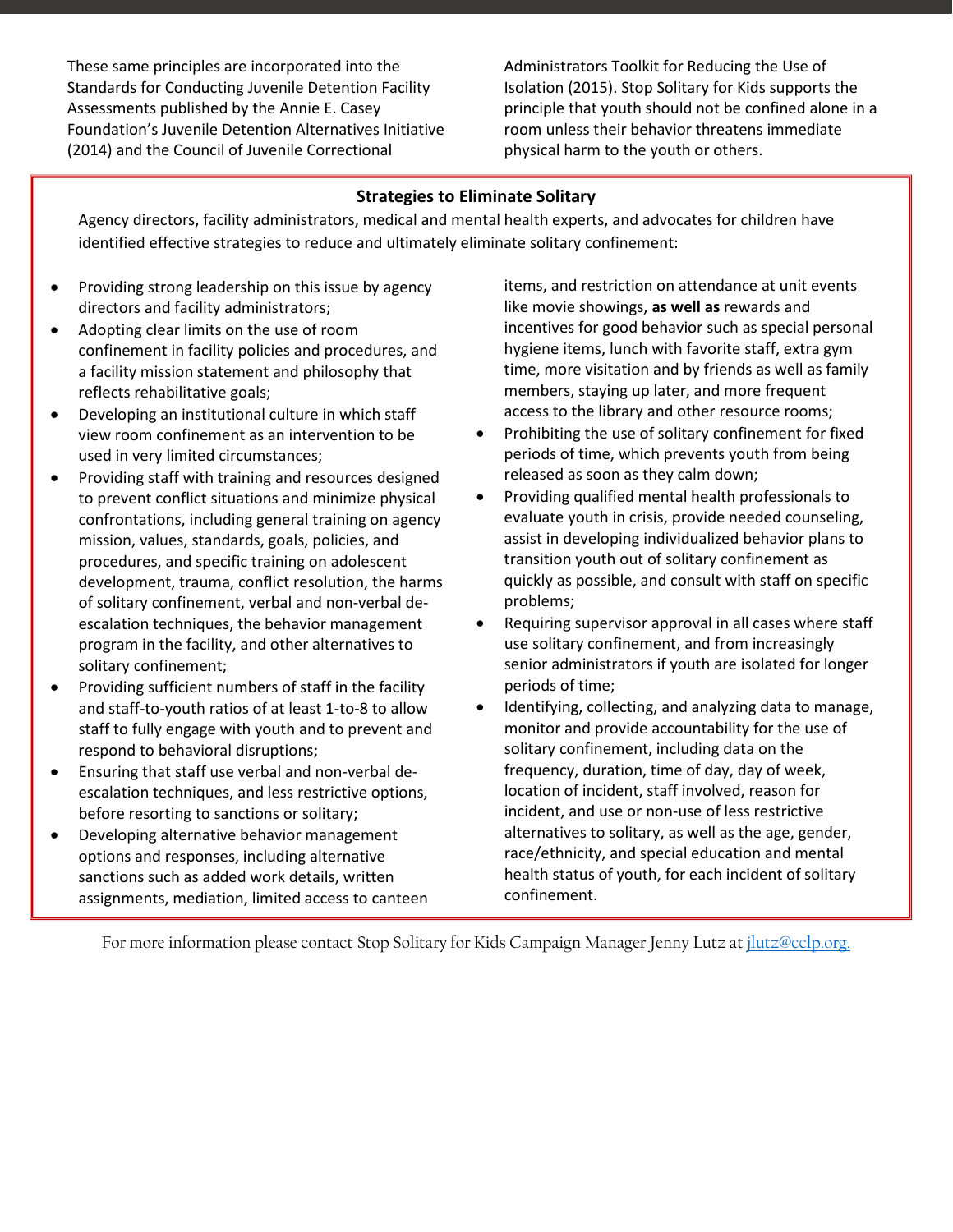These same principles are incorporated into the Standards for Conducting Juvenile Detention Facility Assessments published by the Annie E. Casey Foundation's Juvenile Detention Alternatives Initiative (2014) and the Council of Juvenile Correctional Administrators Toolkit for Reducing the Use of Isolation (2015). Stop Solitary for Kids supports the principle that youth should not be confined alone in a room unless their behavior threatens immediate physical harm to the youth or others.

## Strategies to Eliminate Solitary

Agency directors, facility administrators, medical and mental health experts, and advocates for children have identified effective strategies to reduce and ultimately eliminate solitary confinement:

- Providing strong leadership on this issue by agency directors and facility administrators;
- Adopting clear limits on the use of room confinement in facility policies and procedures, and a facility mission statement and philosophy that reflects rehabilitative goals;
- Developing an institutional culture in which staff view room confinement as an intervention to be used in very limited circumstances;
- Providing staff with training and resources designed to prevent conflict situations and minimize physical confrontations, including general training on agency mission, values, standards, goals, policies, and procedures, and specific training on adolescent development, trauma, conflict resolution, the harms of solitary confinement, verbal and non-verbal de-escalation techniques, the behavior management program in the facility, and other alternatives to solitary confinement;
- Providing sufficient numbers of staff in the facility and staff-to-youth ratios of at least 1-to-8 to allow staff to fully engage with youth and to prevent and respond to behavioral disruptions;
- Ensuring that staff use verbal and non-verbal de-escalation techniques, and less restrictive options, before resorting to sanctions or solitary;
- Developing alternative behavior management options and responses, including alternative sanctions such as added work details, written assignments, mediation, limited access to canteen items, and restriction on attendance at unit events like movie showings, **as well as** rewards and incentives for good behavior such as special personal hygiene items, lunch with favorite staff, extra gym time, more visitation and by friends as well as family members, staying up later, and more frequent access to the library and other resource rooms;
- Prohibiting the use of solitary confinement for fixed periods of time, which prevents youth from being released as soon as they calm down;
- Providing qualified mental health professionals to evaluate youth in crisis, provide needed counseling, assist in developing individualized behavior plans to transition youth out of solitary confinement as quickly as possible, and consult with staff on specific problems;
- Requiring supervisor approval in all cases where staff use solitary confinement, and from increasingly senior administrators if youth are isolated for longer periods of time;
- Identifying, collecting, and analyzing data to manage, monitor and provide accountability for the use of solitary confinement, including data on the frequency, duration, time of day, day of week, location of incident, staff involved, reason for incident, and use or non-use of less restrictive alternatives to solitary, as well as the age, gender, race/ethnicity, and special education and mental health status of youth, for each incident of solitary confinement.

For more information please contact Stop Solitary for Kids Campaign Manager Jenny Lutz at jlutz@cclp.org.